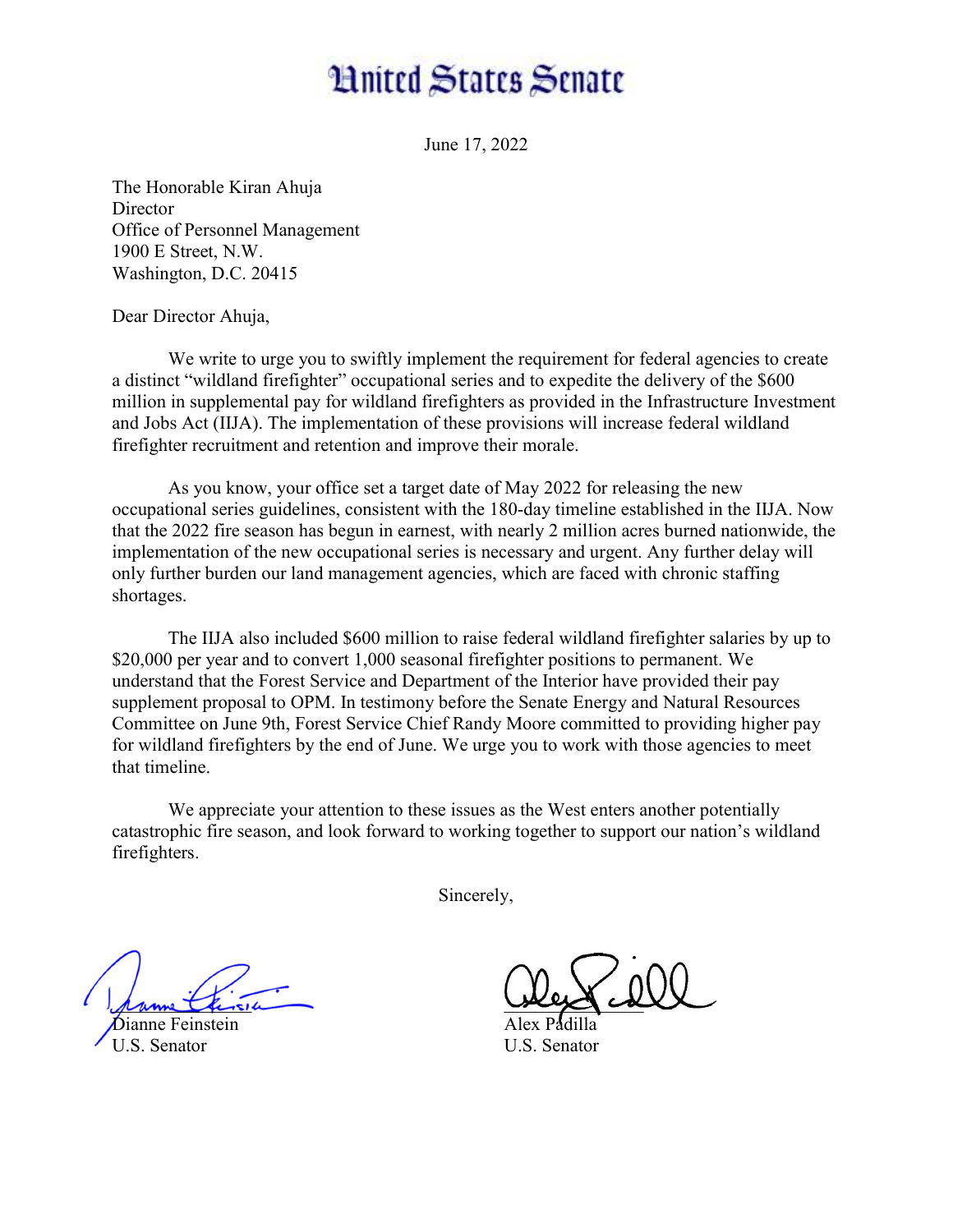# United States Senate

June 17, 2022

The Honorable Kiran Ahuja
Director
Office of Personnel Management
1900 E Street, N.W.
Washington, D.C. 20415

Dear Director Ahuja,

We write to urge you to swiftly implement the requirement for federal agencies to create a distinct "wildland firefighter" occupational series and to expedite the delivery of the $600 million in supplemental pay for wildland firefighters as provided in the Infrastructure Investment and Jobs Act (IIJA). The implementation of these provisions will increase federal wildland firefighter recruitment and retention and improve their morale.

As you know, your office set a target date of May 2022 for releasing the new occupational series guidelines, consistent with the 180-day timeline established in the IIJA. Now that the 2022 fire season has begun in earnest, with nearly 2 million acres burned nationwide, the implementation of the new occupational series is necessary and urgent. Any further delay will only further burden our land management agencies, which are faced with chronic staffing shortages.

The IIJA also included $600 million to raise federal wildland firefighter salaries by up to $20,000 per year and to convert 1,000 seasonal firefighter positions to permanent. We understand that the Forest Service and Department of the Interior have provided their pay supplement proposal to OPM. In testimony before the Senate Energy and Natural Resources Committee on June 9th, Forest Service Chief Randy Moore committed to providing higher pay for wildland firefighters by the end of June. We urge you to work with those agencies to meet that timeline.

We appreciate your attention to these issues as the West enters another potentially catastrophic fire season, and look forward to working together to support our nation's wildland firefighters.

Sincerely,

Dianne Feinstein
U.S. Senator

Alex Padilla
U.S. Senator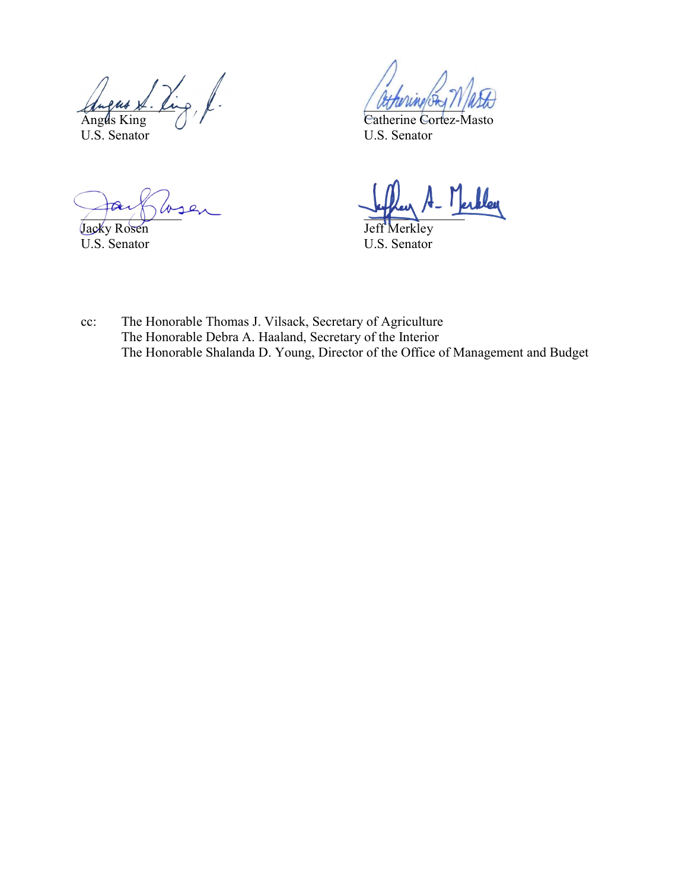Angus King
U.S. Senator

Catherine Cortez-Masto
U.S. Senator

Jacky Rosen
U.S. Senator

Jeff Merkley
U.S. Senator

cc: The Honorable Thomas J. Vilsack, Secretary of Agriculture
The Honorable Debra A. Haaland, Secretary of the Interior
The Honorable Shalanda D. Young, Director of the Office of Management and Budget